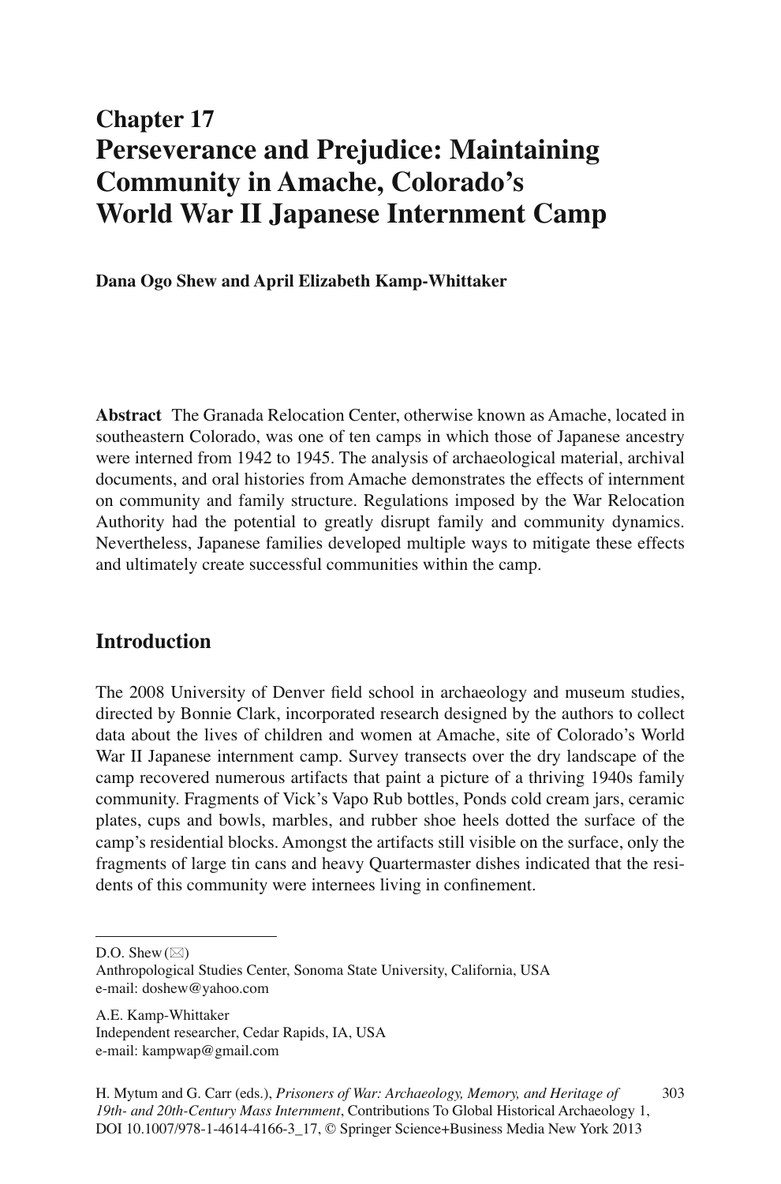# Chapter 17
# Perseverance and Prejudice: Maintaining Community in Amache, Colorado's World War II Japanese Internment Camp

**Dana Ogo Shew and April Elizabeth Kamp-Whittaker**

**Abstract** The Granada Relocation Center, otherwise known as Amache, located in southeastern Colorado, was one of ten camps in which those of Japanese ancestry were interned from 1942 to 1945. The analysis of archaeological material, archival documents, and oral histories from Amache demonstrates the effects of internment on community and family structure. Regulations imposed by the War Relocation Authority had the potential to greatly disrupt family and community dynamics. Nevertheless, Japanese families developed multiple ways to mitigate these effects and ultimately create successful communities within the camp.

## Introduction

The 2008 University of Denver field school in archaeology and museum studies, directed by Bonnie Clark, incorporated research designed by the authors to collect data about the lives of children and women at Amache, site of Colorado's World War II Japanese internment camp. Survey transects over the dry landscape of the camp recovered numerous artifacts that paint a picture of a thriving 1940s family community. Fragments of Vick's Vapo Rub bottles, Ponds cold cream jars, ceramic plates, cups and bowls, marbles, and rubber shoe heels dotted the surface of the camp's residential blocks. Amongst the artifacts still visible on the surface, only the fragments of large tin cans and heavy Quartermaster dishes indicated that the residents of this community were internees living in confinement.

---

D.O. Shew (✉)
Anthropological Studies Center, Sonoma State University, California, USA
e-mail: doshew@yahoo.com

A.E. Kamp-Whittaker
Independent researcher, Cedar Rapids, IA, USA
e-mail: kampwap@gmail.com

H. Mytum and G. Carr (eds.), *Prisoners of War: Archaeology, Memory, and Heritage of 19th- and 20th-Century Mass Internment*, Contributions To Global Historical Archaeology 1, DOI 10.1007/978-1-4614-4166-3_17, © Springer Science+Business Media New York 2013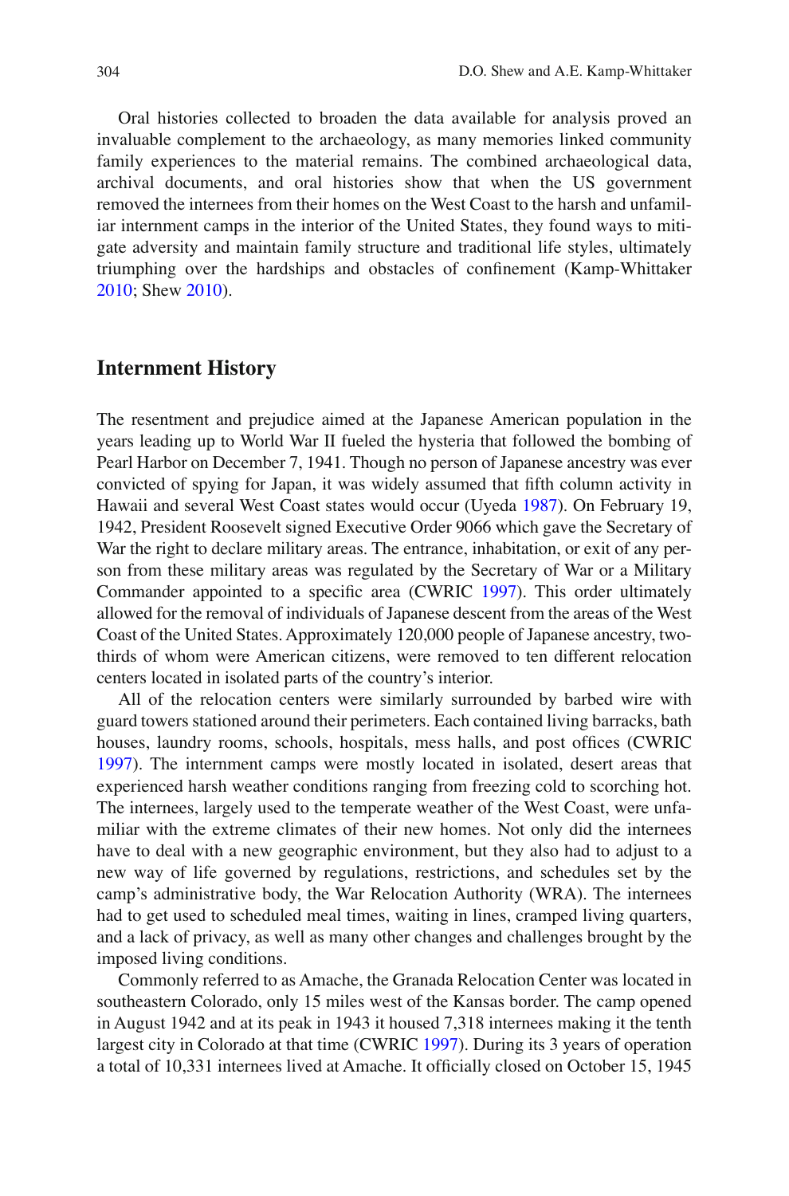Oral histories collected to broaden the data available for analysis proved an invaluable complement to the archaeology, as many memories linked community family experiences to the material remains. The combined archaeological data, archival documents, and oral histories show that when the US government removed the internees from their homes on the West Coast to the harsh and unfamiliar internment camps in the interior of the United States, they found ways to mitigate adversity and maintain family structure and traditional life styles, ultimately triumphing over the hardships and obstacles of confinement (Kamp-Whittaker 2010; Shew 2010).

## Internment History

The resentment and prejudice aimed at the Japanese American population in the years leading up to World War II fueled the hysteria that followed the bombing of Pearl Harbor on December 7, 1941. Though no person of Japanese ancestry was ever convicted of spying for Japan, it was widely assumed that fifth column activity in Hawaii and several West Coast states would occur (Uyeda 1987). On February 19, 1942, President Roosevelt signed Executive Order 9066 which gave the Secretary of War the right to declare military areas. The entrance, inhabitation, or exit of any person from these military areas was regulated by the Secretary of War or a Military Commander appointed to a specific area (CWRIC 1997). This order ultimately allowed for the removal of individuals of Japanese descent from the areas of the West Coast of the United States. Approximately 120,000 people of Japanese ancestry, two-thirds of whom were American citizens, were removed to ten different relocation centers located in isolated parts of the country's interior.

All of the relocation centers were similarly surrounded by barbed wire with guard towers stationed around their perimeters. Each contained living barracks, bath houses, laundry rooms, schools, hospitals, mess halls, and post offices (CWRIC 1997). The internment camps were mostly located in isolated, desert areas that experienced harsh weather conditions ranging from freezing cold to scorching hot. The internees, largely used to the temperate weather of the West Coast, were unfamiliar with the extreme climates of their new homes. Not only did the internees have to deal with a new geographic environment, but they also had to adjust to a new way of life governed by regulations, restrictions, and schedules set by the camp's administrative body, the War Relocation Authority (WRA). The internees had to get used to scheduled meal times, waiting in lines, cramped living quarters, and a lack of privacy, as well as many other changes and challenges brought by the imposed living conditions.

Commonly referred to as Amache, the Granada Relocation Center was located in southeastern Colorado, only 15 miles west of the Kansas border. The camp opened in August 1942 and at its peak in 1943 it housed 7,318 internees making it the tenth largest city in Colorado at that time (CWRIC 1997). During its 3 years of operation a total of 10,331 internees lived at Amache. It officially closed on October 15, 1945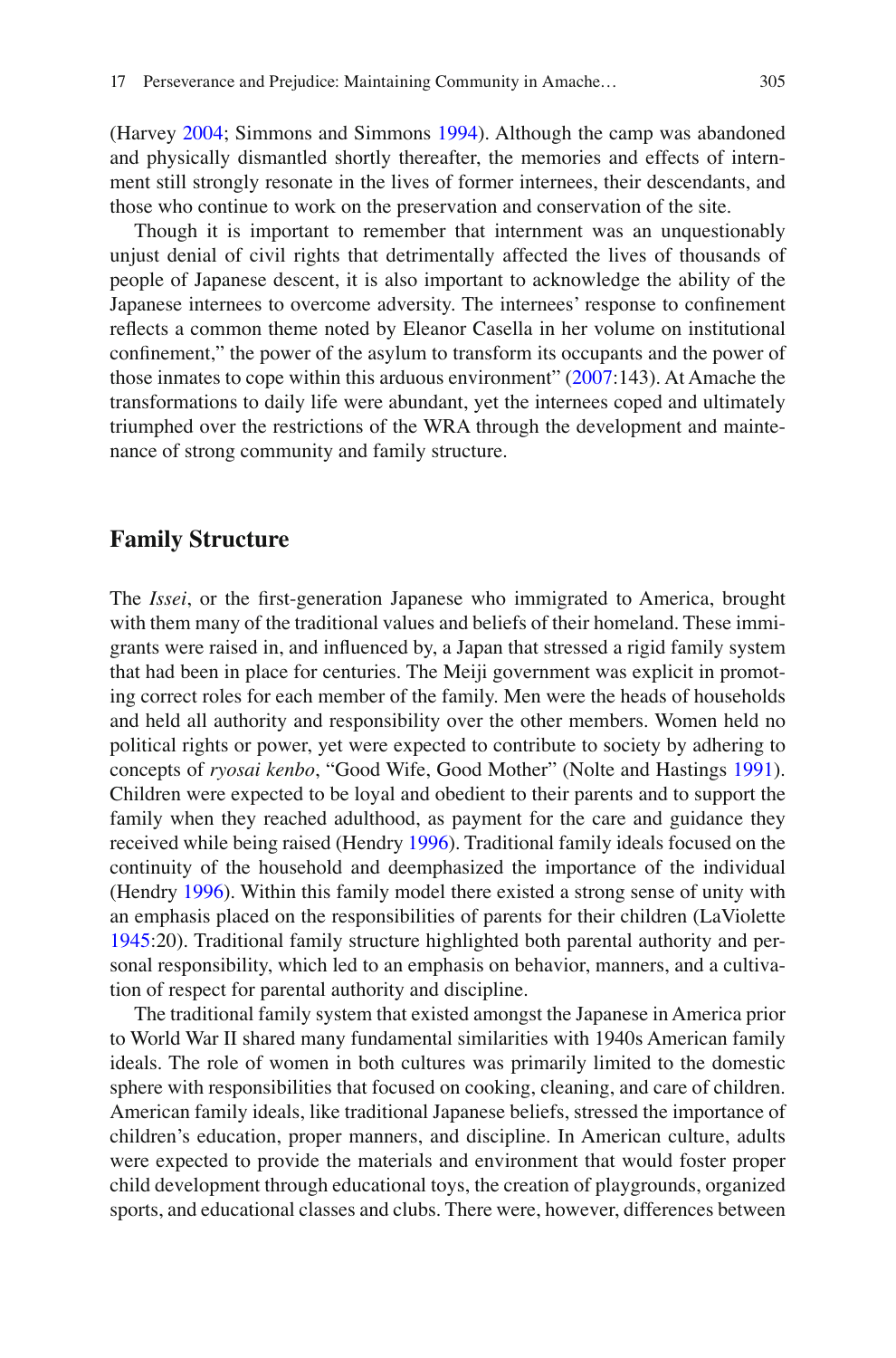(Harvey 2004; Simmons and Simmons 1994). Although the camp was abandoned and physically dismantled shortly thereafter, the memories and effects of internment still strongly resonate in the lives of former internees, their descendants, and those who continue to work on the preservation and conservation of the site.

Though it is important to remember that internment was an unquestionably unjust denial of civil rights that detrimentally affected the lives of thousands of people of Japanese descent, it is also important to acknowledge the ability of the Japanese internees to overcome adversity. The internees' response to confinement reflects a common theme noted by Eleanor Casella in her volume on institutional confinement," the power of the asylum to transform its occupants and the power of those inmates to cope within this arduous environment" (2007:143). At Amache the transformations to daily life were abundant, yet the internees coped and ultimately triumphed over the restrictions of the WRA through the development and maintenance of strong community and family structure.

## Family Structure

The *Issei*, or the first-generation Japanese who immigrated to America, brought with them many of the traditional values and beliefs of their homeland. These immigrants were raised in, and influenced by, a Japan that stressed a rigid family system that had been in place for centuries. The Meiji government was explicit in promoting correct roles for each member of the family. Men were the heads of households and held all authority and responsibility over the other members. Women held no political rights or power, yet were expected to contribute to society by adhering to concepts of *ryosai kenbo*, "Good Wife, Good Mother" (Nolte and Hastings 1991). Children were expected to be loyal and obedient to their parents and to support the family when they reached adulthood, as payment for the care and guidance they received while being raised (Hendry 1996). Traditional family ideals focused on the continuity of the household and deemphasized the importance of the individual (Hendry 1996). Within this family model there existed a strong sense of unity with an emphasis placed on the responsibilities of parents for their children (LaViolette 1945:20). Traditional family structure highlighted both parental authority and personal responsibility, which led to an emphasis on behavior, manners, and a cultivation of respect for parental authority and discipline.

The traditional family system that existed amongst the Japanese in America prior to World War II shared many fundamental similarities with 1940s American family ideals. The role of women in both cultures was primarily limited to the domestic sphere with responsibilities that focused on cooking, cleaning, and care of children. American family ideals, like traditional Japanese beliefs, stressed the importance of children's education, proper manners, and discipline. In American culture, adults were expected to provide the materials and environment that would foster proper child development through educational toys, the creation of playgrounds, organized sports, and educational classes and clubs. There were, however, differences between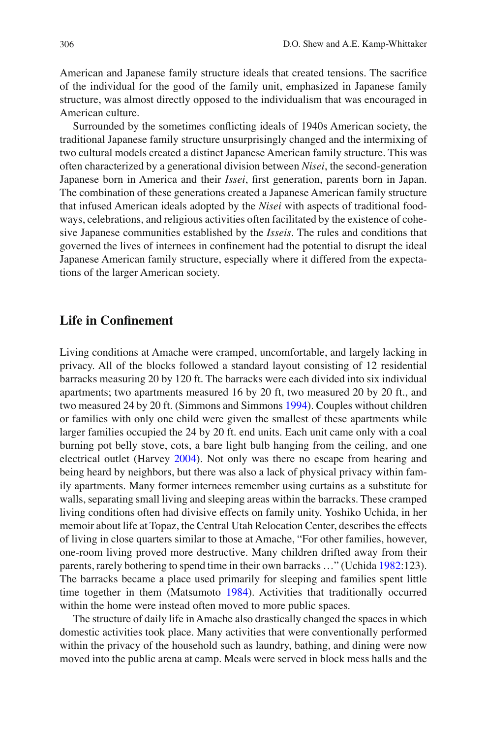American and Japanese family structure ideals that created tensions. The sacrifice of the individual for the good of the family unit, emphasized in Japanese family structure, was almost directly opposed to the individualism that was encouraged in American culture.

Surrounded by the sometimes conflicting ideals of 1940s American society, the traditional Japanese family structure unsurprisingly changed and the intermixing of two cultural models created a distinct Japanese American family structure. This was often characterized by a generational division between *Nisei*, the second-generation Japanese born in America and their *Issei*, first generation, parents born in Japan. The combination of these generations created a Japanese American family structure that infused American ideals adopted by the *Nisei* with aspects of traditional foodways, celebrations, and religious activities often facilitated by the existence of cohesive Japanese communities established by the *Isseis*. The rules and conditions that governed the lives of internees in confinement had the potential to disrupt the ideal Japanese American family structure, especially where it differed from the expectations of the larger American society.

## Life in Confinement

Living conditions at Amache were cramped, uncomfortable, and largely lacking in privacy. All of the blocks followed a standard layout consisting of 12 residential barracks measuring 20 by 120 ft. The barracks were each divided into six individual apartments; two apartments measured 16 by 20 ft, two measured 20 by 20 ft., and two measured 24 by 20 ft. (Simmons and Simmons 1994). Couples without children or families with only one child were given the smallest of these apartments while larger families occupied the 24 by 20 ft. end units. Each unit came only with a coal burning pot belly stove, cots, a bare light bulb hanging from the ceiling, and one electrical outlet (Harvey 2004). Not only was there no escape from hearing and being heard by neighbors, but there was also a lack of physical privacy within family apartments. Many former internees remember using curtains as a substitute for walls, separating small living and sleeping areas within the barracks. These cramped living conditions often had divisive effects on family unity. Yoshiko Uchida, in her memoir about life at Topaz, the Central Utah Relocation Center, describes the effects of living in close quarters similar to those at Amache, "For other families, however, one-room living proved more destructive. Many children drifted away from their parents, rarely bothering to spend time in their own barracks …" (Uchida 1982:123). The barracks became a place used primarily for sleeping and families spent little time together in them (Matsumoto 1984). Activities that traditionally occurred within the home were instead often moved to more public spaces.

The structure of daily life in Amache also drastically changed the spaces in which domestic activities took place. Many activities that were conventionally performed within the privacy of the household such as laundry, bathing, and dining were now moved into the public arena at camp. Meals were served in block mess halls and the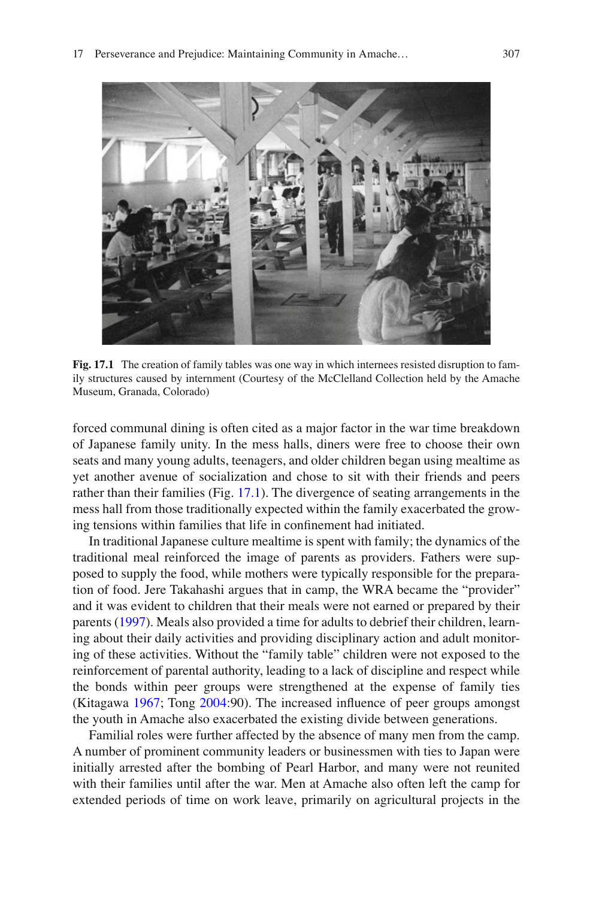**Fig. 17.1** The creation of family tables was one way in which internees resisted disruption to family structures caused by internment (Courtesy of the McClelland Collection held by the Amache Museum, Granada, Colorado)

forced communal dining is often cited as a major factor in the war time breakdown of Japanese family unity. In the mess halls, diners were free to choose their own seats and many young adults, teenagers, and older children began using mealtime as yet another avenue of socialization and chose to sit with their friends and peers rather than their families (Fig. 17.1). The divergence of seating arrangements in the mess hall from those traditionally expected within the family exacerbated the growing tensions within families that life in confinement had initiated.

In traditional Japanese culture mealtime is spent with family; the dynamics of the traditional meal reinforced the image of parents as providers. Fathers were supposed to supply the food, while mothers were typically responsible for the preparation of food. Jere Takahashi argues that in camp, the WRA became the "provider" and it was evident to children that their meals were not earned or prepared by their parents (1997). Meals also provided a time for adults to debrief their children, learning about their daily activities and providing disciplinary action and adult monitoring of these activities. Without the "family table" children were not exposed to the reinforcement of parental authority, leading to a lack of discipline and respect while the bonds within peer groups were strengthened at the expense of family ties (Kitagawa 1967; Tong 2004:90). The increased influence of peer groups amongst the youth in Amache also exacerbated the existing divide between generations.

Familial roles were further affected by the absence of many men from the camp. A number of prominent community leaders or businessmen with ties to Japan were initially arrested after the bombing of Pearl Harbor, and many were not reunited with their families until after the war. Men at Amache also often left the camp for extended periods of time on work leave, primarily on agricultural projects in the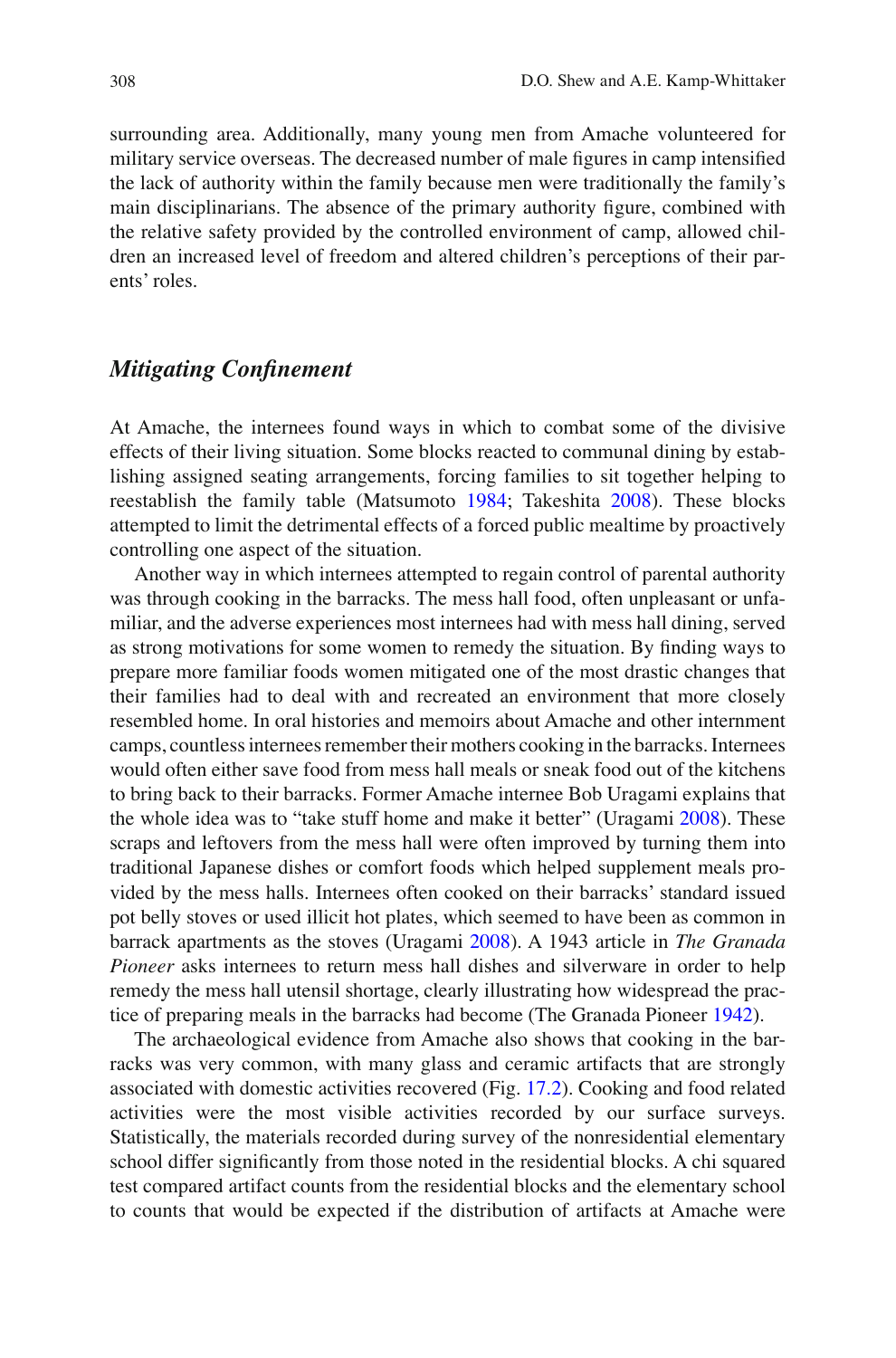surrounding area. Additionally, many young men from Amache volunteered for military service overseas. The decreased number of male figures in camp intensified the lack of authority within the family because men were traditionally the family's main disciplinarians. The absence of the primary authority figure, combined with the relative safety provided by the controlled environment of camp, allowed children an increased level of freedom and altered children's perceptions of their parents' roles.

### *Mitigating Confinement*

At Amache, the internees found ways in which to combat some of the divisive effects of their living situation. Some blocks reacted to communal dining by establishing assigned seating arrangements, forcing families to sit together helping to reestablish the family table (Matsumoto 1984; Takeshita 2008). These blocks attempted to limit the detrimental effects of a forced public mealtime by proactively controlling one aspect of the situation.

Another way in which internees attempted to regain control of parental authority was through cooking in the barracks. The mess hall food, often unpleasant or unfamiliar, and the adverse experiences most internees had with mess hall dining, served as strong motivations for some women to remedy the situation. By finding ways to prepare more familiar foods women mitigated one of the most drastic changes that their families had to deal with and recreated an environment that more closely resembled home. In oral histories and memoirs about Amache and other internment camps, countless internees remember their mothers cooking in the barracks. Internees would often either save food from mess hall meals or sneak food out of the kitchens to bring back to their barracks. Former Amache internee Bob Uragami explains that the whole idea was to "take stuff home and make it better" (Uragami 2008). These scraps and leftovers from the mess hall were often improved by turning them into traditional Japanese dishes or comfort foods which helped supplement meals provided by the mess halls. Internees often cooked on their barracks' standard issued pot belly stoves or used illicit hot plates, which seemed to have been as common in barrack apartments as the stoves (Uragami 2008). A 1943 article in *The Granada Pioneer* asks internees to return mess hall dishes and silverware in order to help remedy the mess hall utensil shortage, clearly illustrating how widespread the practice of preparing meals in the barracks had become (The Granada Pioneer 1942).

The archaeological evidence from Amache also shows that cooking in the barracks was very common, with many glass and ceramic artifacts that are strongly associated with domestic activities recovered (Fig. 17.2). Cooking and food related activities were the most visible activities recorded by our surface surveys. Statistically, the materials recorded during survey of the nonresidential elementary school differ significantly from those noted in the residential blocks. A chi squared test compared artifact counts from the residential blocks and the elementary school to counts that would be expected if the distribution of artifacts at Amache were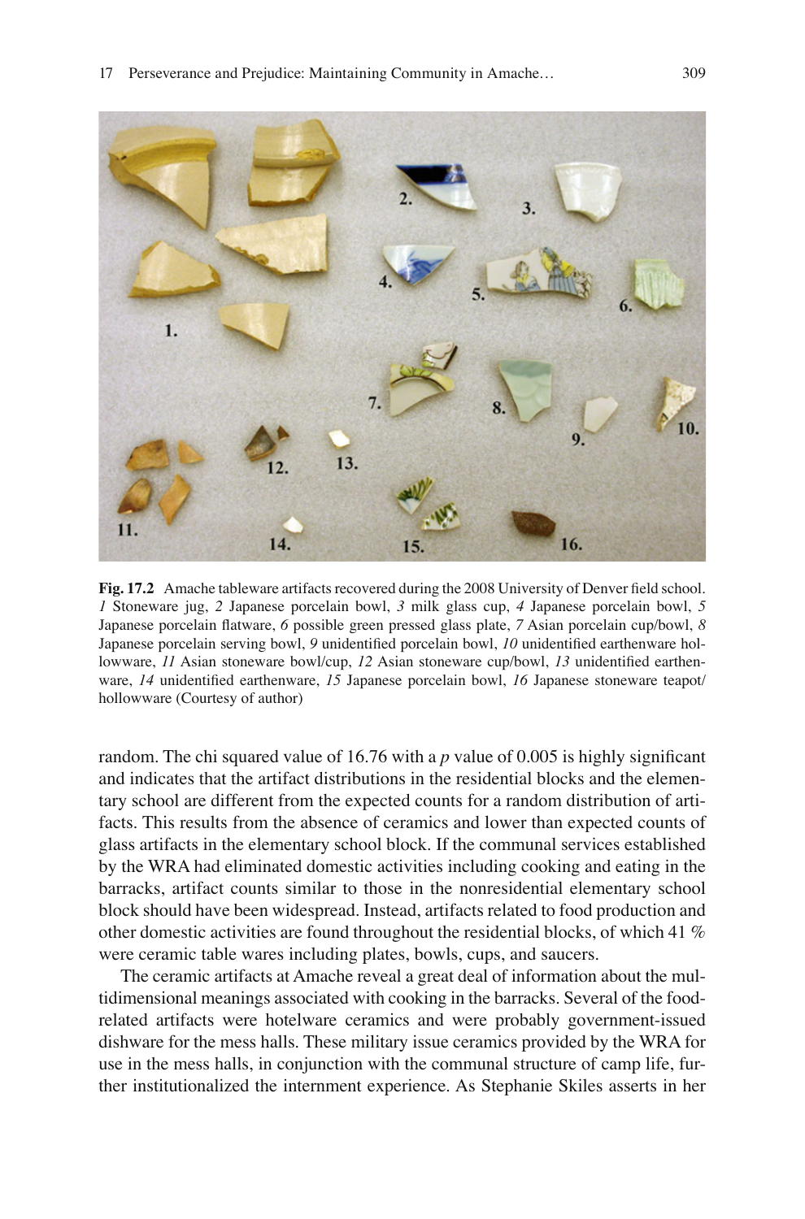**Fig. 17.2** Amache tableware artifacts recovered during the 2008 University of Denver field school. *1* Stoneware jug, *2* Japanese porcelain bowl, *3* milk glass cup, *4* Japanese porcelain bowl, *5* Japanese porcelain flatware, *6* possible green pressed glass plate, *7* Asian porcelain cup/bowl, *8* Japanese porcelain serving bowl, *9* unidentified porcelain bowl, *10* unidentified earthenware hollowware, *11* Asian stoneware bowl/cup, *12* Asian stoneware cup/bowl, *13* unidentified earthenware, *14* unidentified earthenware, *15* Japanese porcelain bowl, *16* Japanese stoneware teapot/hollowware (Courtesy of author)

random. The chi squared value of 16.76 with a $p$ value of 0.005 is highly significant and indicates that the artifact distributions in the residential blocks and the elementary school are different from the expected counts for a random distribution of artifacts. This results from the absence of ceramics and lower than expected counts of glass artifacts in the elementary school block. If the communal services established by the WRA had eliminated domestic activities including cooking and eating in the barracks, artifact counts similar to those in the nonresidential elementary school block should have been widespread. Instead, artifacts related to food production and other domestic activities are found throughout the residential blocks, of which 41 % were ceramic table wares including plates, bowls, cups, and saucers.

The ceramic artifacts at Amache reveal a great deal of information about the multidimensional meanings associated with cooking in the barracks. Several of the food-related artifacts were hotelware ceramics and were probably government-issued dishware for the mess halls. These military issue ceramics provided by the WRA for use in the mess halls, in conjunction with the communal structure of camp life, further institutionalized the internment experience. As Stephanie Skiles asserts in her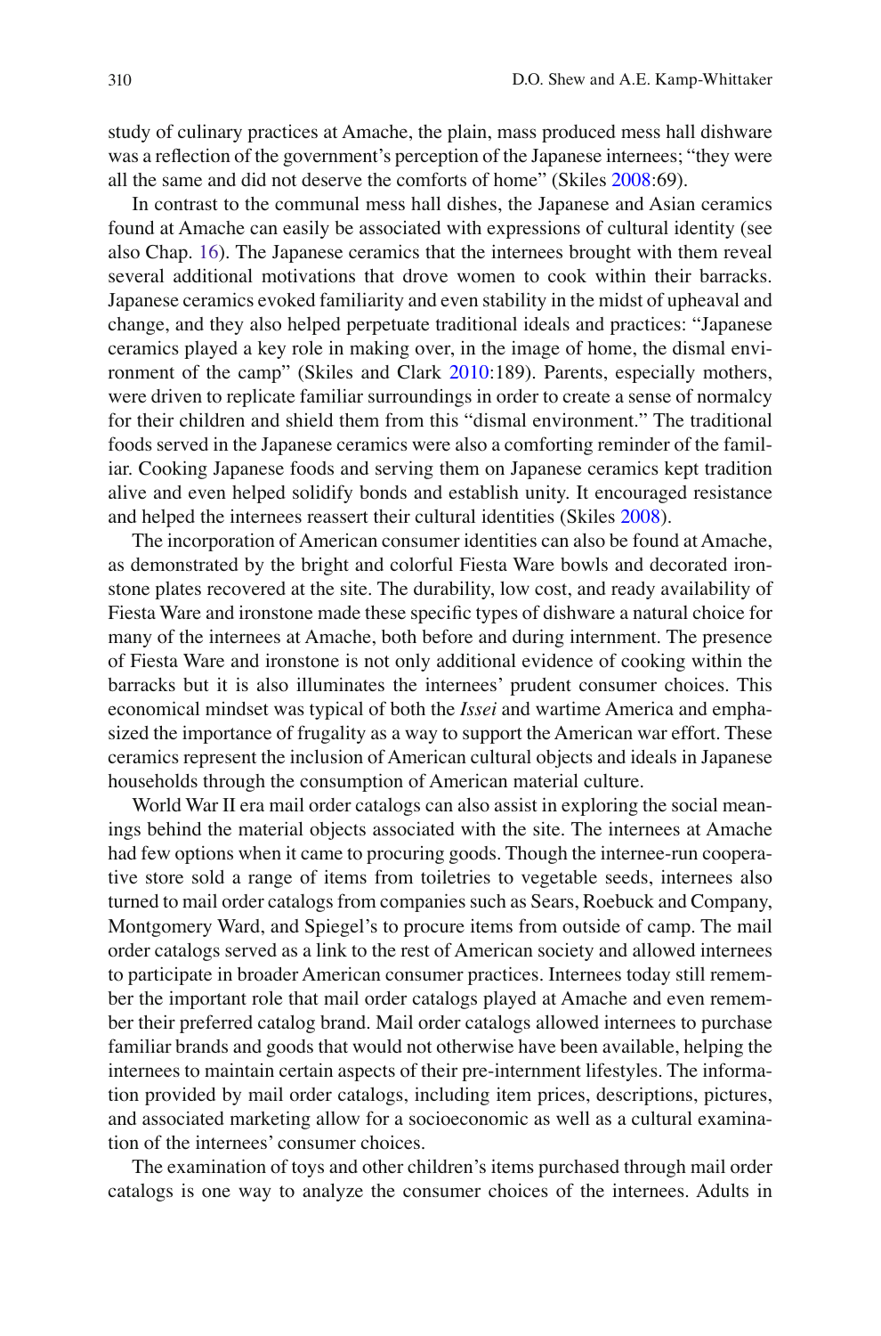study of culinary practices at Amache, the plain, mass produced mess hall dishware was a reflection of the government's perception of the Japanese internees; "they were all the same and did not deserve the comforts of home" (Skiles 2008:69).

In contrast to the communal mess hall dishes, the Japanese and Asian ceramics found at Amache can easily be associated with expressions of cultural identity (see also Chap. 16). The Japanese ceramics that the internees brought with them reveal several additional motivations that drove women to cook within their barracks. Japanese ceramics evoked familiarity and even stability in the midst of upheaval and change, and they also helped perpetuate traditional ideals and practices: "Japanese ceramics played a key role in making over, in the image of home, the dismal environment of the camp" (Skiles and Clark 2010:189). Parents, especially mothers, were driven to replicate familiar surroundings in order to create a sense of normalcy for their children and shield them from this "dismal environment." The traditional foods served in the Japanese ceramics were also a comforting reminder of the familiar. Cooking Japanese foods and serving them on Japanese ceramics kept tradition alive and even helped solidify bonds and establish unity. It encouraged resistance and helped the internees reassert their cultural identities (Skiles 2008).

The incorporation of American consumer identities can also be found at Amache, as demonstrated by the bright and colorful Fiesta Ware bowls and decorated ironstone plates recovered at the site. The durability, low cost, and ready availability of Fiesta Ware and ironstone made these specific types of dishware a natural choice for many of the internees at Amache, both before and during internment. The presence of Fiesta Ware and ironstone is not only additional evidence of cooking within the barracks but it is also illuminates the internees' prudent consumer choices. This economical mindset was typical of both the *Issei* and wartime America and emphasized the importance of frugality as a way to support the American war effort. These ceramics represent the inclusion of American cultural objects and ideals in Japanese households through the consumption of American material culture.

World War II era mail order catalogs can also assist in exploring the social meanings behind the material objects associated with the site. The internees at Amache had few options when it came to procuring goods. Though the internee-run cooperative store sold a range of items from toiletries to vegetable seeds, internees also turned to mail order catalogs from companies such as Sears, Roebuck and Company, Montgomery Ward, and Spiegel's to procure items from outside of camp. The mail order catalogs served as a link to the rest of American society and allowed internees to participate in broader American consumer practices. Internees today still remember the important role that mail order catalogs played at Amache and even remember their preferred catalog brand. Mail order catalogs allowed internees to purchase familiar brands and goods that would not otherwise have been available, helping the internees to maintain certain aspects of their pre-internment lifestyles. The information provided by mail order catalogs, including item prices, descriptions, pictures, and associated marketing allow for a socioeconomic as well as a cultural examination of the internees' consumer choices.

The examination of toys and other children's items purchased through mail order catalogs is one way to analyze the consumer choices of the internees. Adults in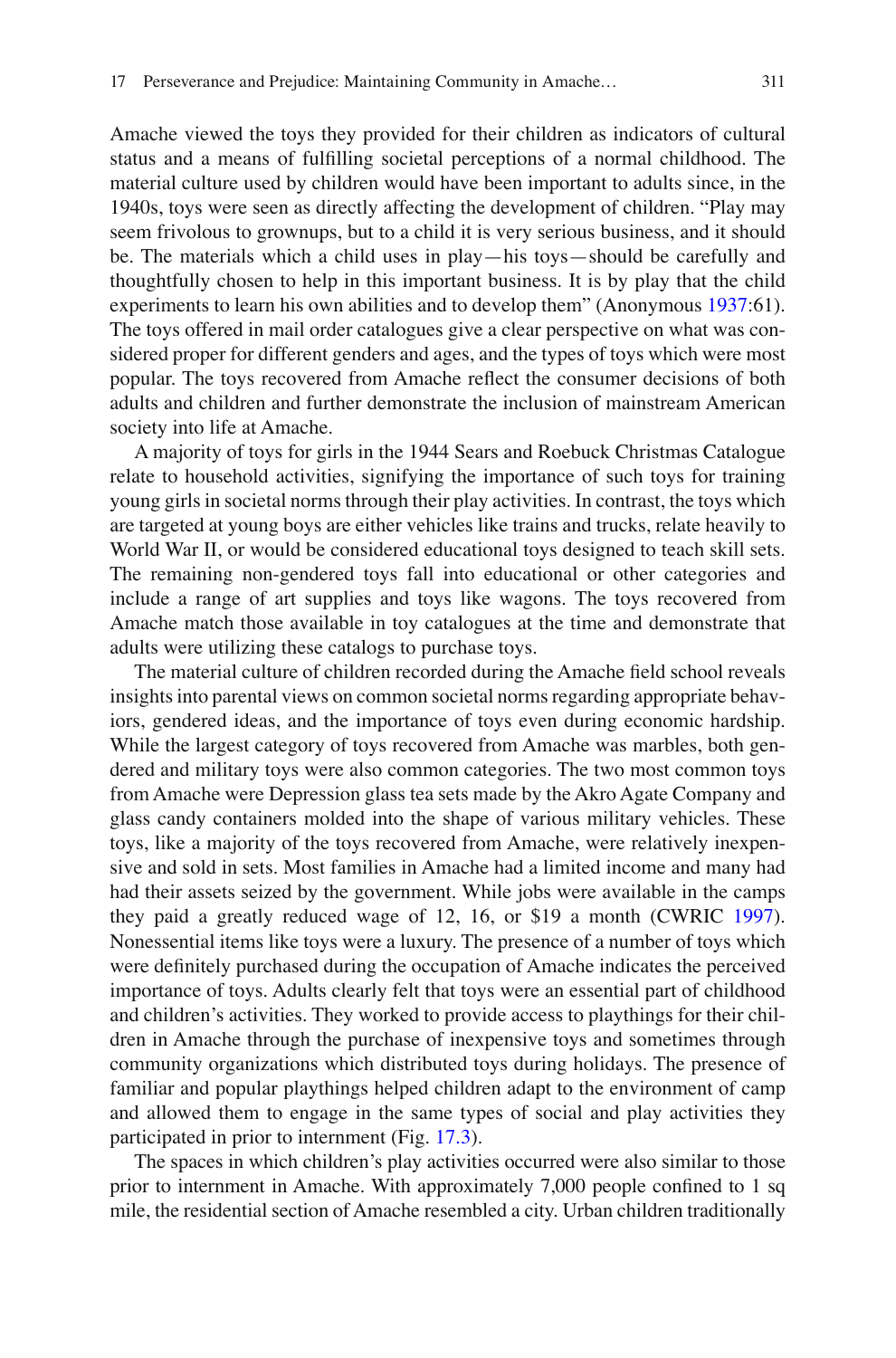Amache viewed the toys they provided for their children as indicators of cultural status and a means of fulfilling societal perceptions of a normal childhood. The material culture used by children would have been important to adults since, in the 1940s, toys were seen as directly affecting the development of children. "Play may seem frivolous to grownups, but to a child it is very serious business, and it should be. The materials which a child uses in play—his toys—should be carefully and thoughtfully chosen to help in this important business. It is by play that the child experiments to learn his own abilities and to develop them" (Anonymous 1937:61). The toys offered in mail order catalogues give a clear perspective on what was considered proper for different genders and ages, and the types of toys which were most popular. The toys recovered from Amache reflect the consumer decisions of both adults and children and further demonstrate the inclusion of mainstream American society into life at Amache.

A majority of toys for girls in the 1944 Sears and Roebuck Christmas Catalogue relate to household activities, signifying the importance of such toys for training young girls in societal norms through their play activities. In contrast, the toys which are targeted at young boys are either vehicles like trains and trucks, relate heavily to World War II, or would be considered educational toys designed to teach skill sets. The remaining non-gendered toys fall into educational or other categories and include a range of art supplies and toys like wagons. The toys recovered from Amache match those available in toy catalogues at the time and demonstrate that adults were utilizing these catalogs to purchase toys.

The material culture of children recorded during the Amache field school reveals insights into parental views on common societal norms regarding appropriate behaviors, gendered ideas, and the importance of toys even during economic hardship. While the largest category of toys recovered from Amache was marbles, both gendered and military toys were also common categories. The two most common toys from Amache were Depression glass tea sets made by the Akro Agate Company and glass candy containers molded into the shape of various military vehicles. These toys, like a majority of the toys recovered from Amache, were relatively inexpensive and sold in sets. Most families in Amache had a limited income and many had had their assets seized by the government. While jobs were available in the camps they paid a greatly reduced wage of 12, 16, or $19 a month (CWRIC 1997). Nonessential items like toys were a luxury. The presence of a number of toys which were definitely purchased during the occupation of Amache indicates the perceived importance of toys. Adults clearly felt that toys were an essential part of childhood and children's activities. They worked to provide access to playthings for their children in Amache through the purchase of inexpensive toys and sometimes through community organizations which distributed toys during holidays. The presence of familiar and popular playthings helped children adapt to the environment of camp and allowed them to engage in the same types of social and play activities they participated in prior to internment (Fig. 17.3).

The spaces in which children's play activities occurred were also similar to those prior to internment in Amache. With approximately 7,000 people confined to 1 sq mile, the residential section of Amache resembled a city. Urban children traditionally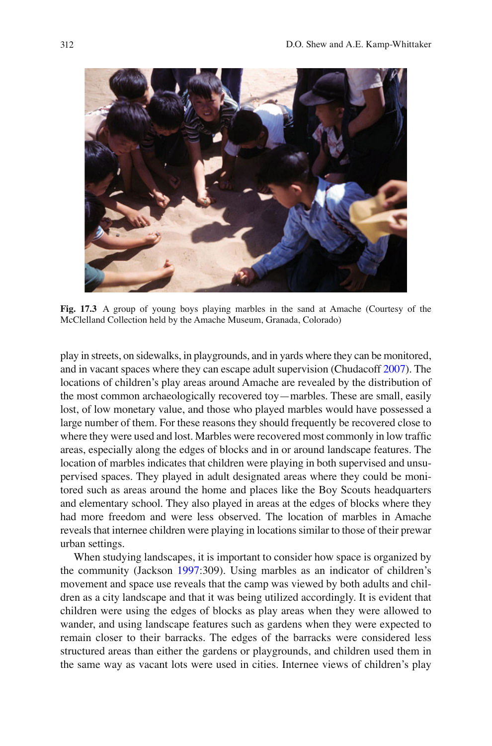**Fig. 17.3** A group of young boys playing marbles in the sand at Amache (Courtesy of the McClelland Collection held by the Amache Museum, Granada, Colorado)

play in streets, on sidewalks, in playgrounds, and in yards where they can be monitored, and in vacant spaces where they can escape adult supervision (Chudacoff 2007). The locations of children's play areas around Amache are revealed by the distribution of the most common archaeologically recovered toy—marbles. These are small, easily lost, of low monetary value, and those who played marbles would have possessed a large number of them. For these reasons they should frequently be recovered close to where they were used and lost. Marbles were recovered most commonly in low traffic areas, especially along the edges of blocks and in or around landscape features. The location of marbles indicates that children were playing in both supervised and unsupervised spaces. They played in adult designated areas where they could be monitored such as areas around the home and places like the Boy Scouts headquarters and elementary school. They also played in areas at the edges of blocks where they had more freedom and were less observed. The location of marbles in Amache reveals that internee children were playing in locations similar to those of their prewar urban settings.

When studying landscapes, it is important to consider how space is organized by the community (Jackson 1997:309). Using marbles as an indicator of children's movement and space use reveals that the camp was viewed by both adults and children as a city landscape and that it was being utilized accordingly. It is evident that children were using the edges of blocks as play areas when they were allowed to wander, and using landscape features such as gardens when they were expected to remain closer to their barracks. The edges of the barracks were considered less structured areas than either the gardens or playgrounds, and children used them in the same way as vacant lots were used in cities. Internee views of children's play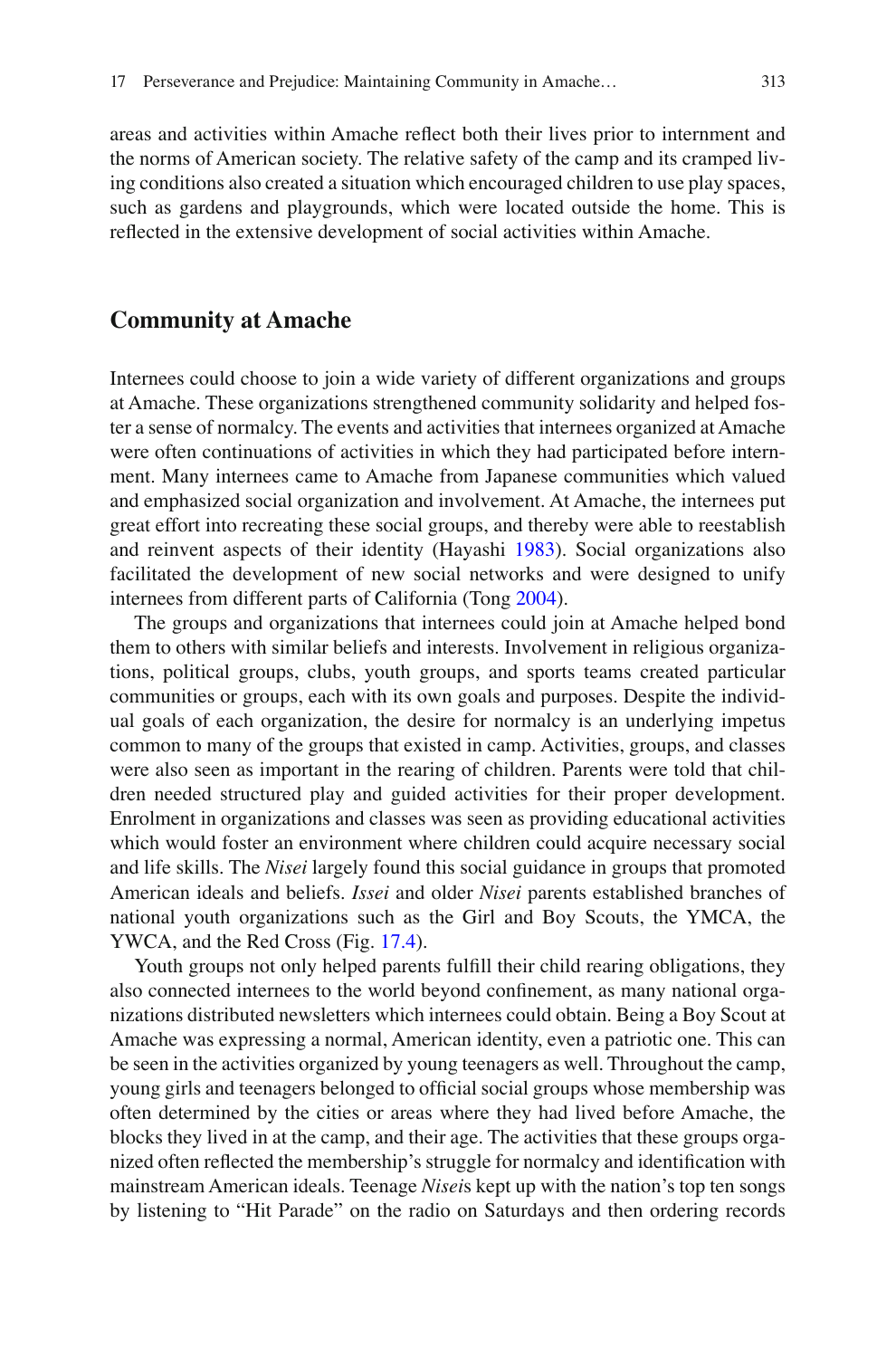areas and activities within Amache reflect both their lives prior to internment and the norms of American society. The relative safety of the camp and its cramped living conditions also created a situation which encouraged children to use play spaces, such as gardens and playgrounds, which were located outside the home. This is reflected in the extensive development of social activities within Amache.

## Community at Amache

Internees could choose to join a wide variety of different organizations and groups at Amache. These organizations strengthened community solidarity and helped foster a sense of normalcy. The events and activities that internees organized at Amache were often continuations of activities in which they had participated before internment. Many internees came to Amache from Japanese communities which valued and emphasized social organization and involvement. At Amache, the internees put great effort into recreating these social groups, and thereby were able to reestablish and reinvent aspects of their identity (Hayashi 1983). Social organizations also facilitated the development of new social networks and were designed to unify internees from different parts of California (Tong 2004).

The groups and organizations that internees could join at Amache helped bond them to others with similar beliefs and interests. Involvement in religious organizations, political groups, clubs, youth groups, and sports teams created particular communities or groups, each with its own goals and purposes. Despite the individual goals of each organization, the desire for normalcy is an underlying impetus common to many of the groups that existed in camp. Activities, groups, and classes were also seen as important in the rearing of children. Parents were told that children needed structured play and guided activities for their proper development. Enrolment in organizations and classes was seen as providing educational activities which would foster an environment where children could acquire necessary social and life skills. The *Nisei* largely found this social guidance in groups that promoted American ideals and beliefs. *Issei* and older *Nisei* parents established branches of national youth organizations such as the Girl and Boy Scouts, the YMCA, the YWCA, and the Red Cross (Fig. 17.4).

Youth groups not only helped parents fulfill their child rearing obligations, they also connected internees to the world beyond confinement, as many national organizations distributed newsletters which internees could obtain. Being a Boy Scout at Amache was expressing a normal, American identity, even a patriotic one. This can be seen in the activities organized by young teenagers as well. Throughout the camp, young girls and teenagers belonged to official social groups whose membership was often determined by the cities or areas where they had lived before Amache, the blocks they lived in at the camp, and their age. The activities that these groups organized often reflected the membership's struggle for normalcy and identification with mainstream American ideals. Teenage *Nisei*s kept up with the nation's top ten songs by listening to "Hit Parade" on the radio on Saturdays and then ordering records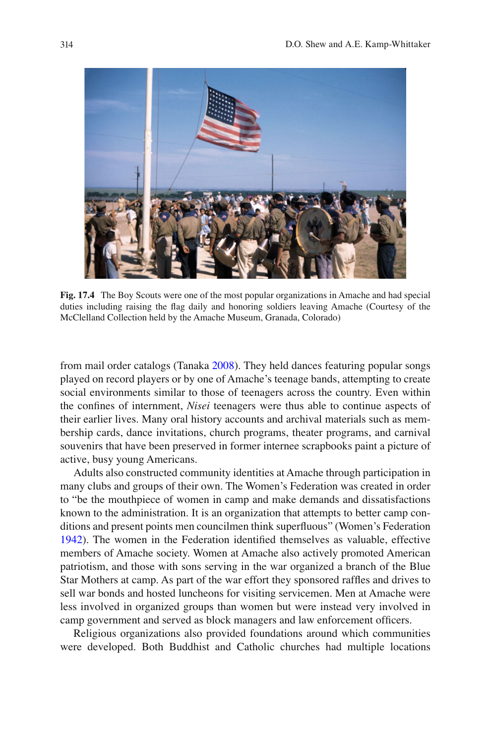Fig. 17.4 The Boy Scouts were one of the most popular organizations in Amache and had special duties including raising the flag daily and honoring soldiers leaving Amache (Courtesy of the McClelland Collection held by the Amache Museum, Granada, Colorado)

from mail order catalogs (Tanaka 2008). They held dances featuring popular songs played on record players or by one of Amache's teenage bands, attempting to create social environments similar to those of teenagers across the country. Even within the confines of internment, *Nisei* teenagers were thus able to continue aspects of their earlier lives. Many oral history accounts and archival materials such as membership cards, dance invitations, church programs, theater programs, and carnival souvenirs that have been preserved in former internee scrapbooks paint a picture of active, busy young Americans.

Adults also constructed community identities at Amache through participation in many clubs and groups of their own. The Women's Federation was created in order to "be the mouthpiece of women in camp and make demands and dissatisfactions known to the administration. It is an organization that attempts to better camp conditions and present points men councilmen think superfluous" (Women's Federation 1942). The women in the Federation identified themselves as valuable, effective members of Amache society. Women at Amache also actively promoted American patriotism, and those with sons serving in the war organized a branch of the Blue Star Mothers at camp. As part of the war effort they sponsored raffles and drives to sell war bonds and hosted luncheons for visiting servicemen. Men at Amache were less involved in organized groups than women but were instead very involved in camp government and served as block managers and law enforcement officers.

Religious organizations also provided foundations around which communities were developed. Both Buddhist and Catholic churches had multiple locations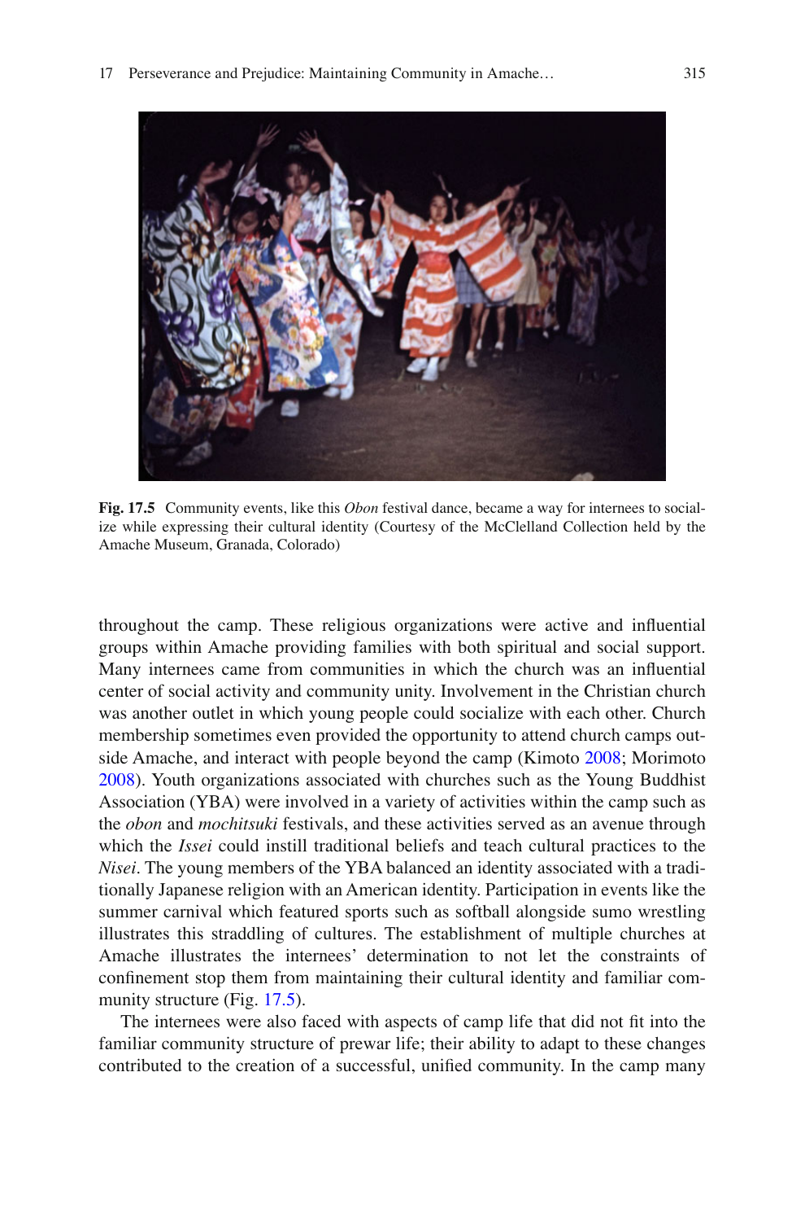**Fig. 17.5** Community events, like this *Obon* festival dance, became a way for internees to socialize while expressing their cultural identity (Courtesy of the McClelland Collection held by the Amache Museum, Granada, Colorado)

throughout the camp. These religious organizations were active and influential groups within Amache providing families with both spiritual and social support. Many internees came from communities in which the church was an influential center of social activity and community unity. Involvement in the Christian church was another outlet in which young people could socialize with each other. Church membership sometimes even provided the opportunity to attend church camps outside Amache, and interact with people beyond the camp (Kimoto 2008; Morimoto 2008). Youth organizations associated with churches such as the Young Buddhist Association (YBA) were involved in a variety of activities within the camp such as the *obon* and *mochitsuki* festivals, and these activities served as an avenue through which the *Issei* could instill traditional beliefs and teach cultural practices to the *Nisei*. The young members of the YBA balanced an identity associated with a traditionally Japanese religion with an American identity. Participation in events like the summer carnival which featured sports such as softball alongside sumo wrestling illustrates this straddling of cultures. The establishment of multiple churches at Amache illustrates the internees' determination to not let the constraints of confinement stop them from maintaining their cultural identity and familiar community structure (Fig. 17.5).

The internees were also faced with aspects of camp life that did not fit into the familiar community structure of prewar life; their ability to adapt to these changes contributed to the creation of a successful, unified community. In the camp many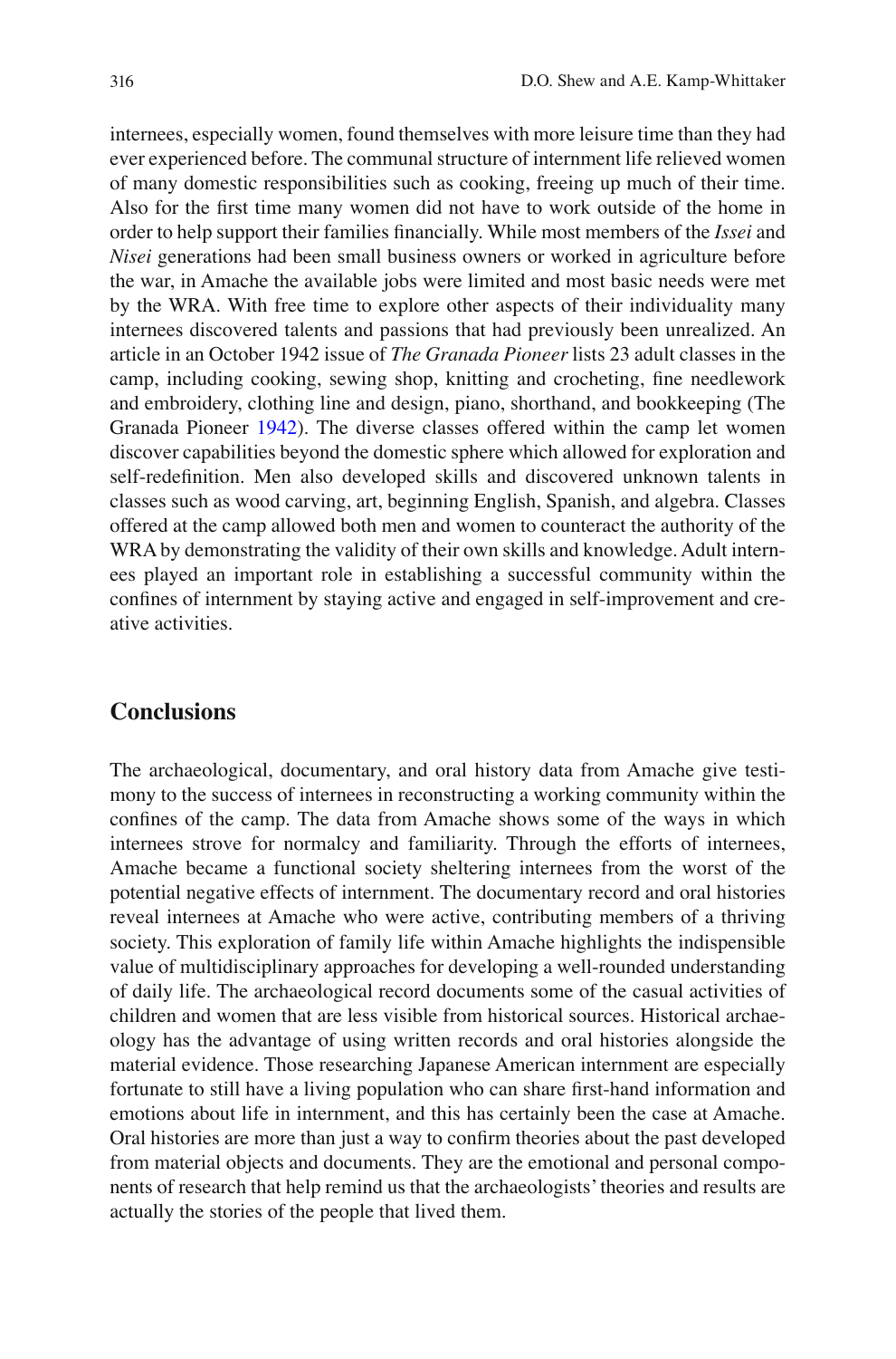internees, especially women, found themselves with more leisure time than they had ever experienced before. The communal structure of internment life relieved women of many domestic responsibilities such as cooking, freeing up much of their time. Also for the first time many women did not have to work outside of the home in order to help support their families financially. While most members of the *Issei* and *Nisei* generations had been small business owners or worked in agriculture before the war, in Amache the available jobs were limited and most basic needs were met by the WRA. With free time to explore other aspects of their individuality many internees discovered talents and passions that had previously been unrealized. An article in an October 1942 issue of *The Granada Pioneer* lists 23 adult classes in the camp, including cooking, sewing shop, knitting and crocheting, fine needlework and embroidery, clothing line and design, piano, shorthand, and bookkeeping (The Granada Pioneer 1942). The diverse classes offered within the camp let women discover capabilities beyond the domestic sphere which allowed for exploration and self-redefinition. Men also developed skills and discovered unknown talents in classes such as wood carving, art, beginning English, Spanish, and algebra. Classes offered at the camp allowed both men and women to counteract the authority of the WRA by demonstrating the validity of their own skills and knowledge. Adult internees played an important role in establishing a successful community within the confines of internment by staying active and engaged in self-improvement and creative activities.

## Conclusions

The archaeological, documentary, and oral history data from Amache give testimony to the success of internees in reconstructing a working community within the confines of the camp. The data from Amache shows some of the ways in which internees strove for normalcy and familiarity. Through the efforts of internees, Amache became a functional society sheltering internees from the worst of the potential negative effects of internment. The documentary record and oral histories reveal internees at Amache who were active, contributing members of a thriving society. This exploration of family life within Amache highlights the indispensible value of multidisciplinary approaches for developing a well-rounded understanding of daily life. The archaeological record documents some of the casual activities of children and women that are less visible from historical sources. Historical archaeology has the advantage of using written records and oral histories alongside the material evidence. Those researching Japanese American internment are especially fortunate to still have a living population who can share first-hand information and emotions about life in internment, and this has certainly been the case at Amache. Oral histories are more than just a way to confirm theories about the past developed from material objects and documents. They are the emotional and personal components of research that help remind us that the archaeologists' theories and results are actually the stories of the people that lived them.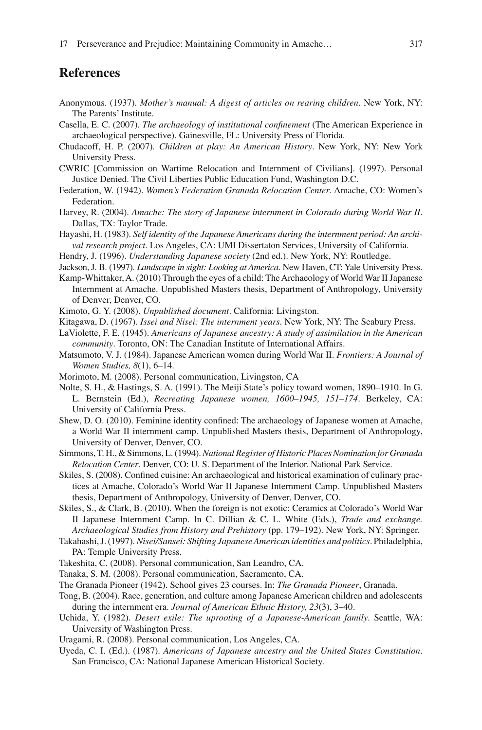## References

Anonymous. (1937). *Mother's manual: A digest of articles on rearing children*. New York, NY: The Parents' Institute.

Casella, E. C. (2007). *The archaeology of institutional confinement* (The American Experience in archaeological perspective). Gainesville, FL: University Press of Florida.

Chudacoff, H. P. (2007). *Children at play: An American History*. New York, NY: New York University Press.

CWRIC [Commission on Wartime Relocation and Internment of Civilians]. (1997). Personal Justice Denied. The Civil Liberties Public Education Fund, Washington D.C.

Federation, W. (1942). *Women's Federation Granada Relocation Center*. Amache, CO: Women's Federation.

Harvey, R. (2004). *Amache: The story of Japanese internment in Colorado during World War II*. Dallas, TX: Taylor Trade.

Hayashi, H. (1983). *Self identity of the Japanese Americans during the internment period: An archival research project*. Los Angeles, CA: UMI Dissertaton Services, University of California.

Hendry, J. (1996). *Understanding Japanese society* (2nd ed.). New York, NY: Routledge.

Jackson, J. B. (1997). *Landscape in sight: Looking at America*. New Haven, CT: Yale University Press.

Kamp-Whittaker, A. (2010) Through the eyes of a child: The Archaeology of World War II Japanese Internment at Amache. Unpublished Masters thesis, Department of Anthropology, University of Denver, Denver, CO.

Kimoto, G. Y. (2008). *Unpublished document*. California: Livingston.

Kitagawa, D. (1967). *Issei and Nisei: The internment years*. New York, NY: The Seabury Press.

LaViolette, F. E. (1945). *Americans of Japanese ancestry: A study of assimilation in the American community*. Toronto, ON: The Canadian Institute of International Affairs.

Matsumoto, V. J. (1984). Japanese American women during World War II. *Frontiers: A Journal of Women Studies, 8*(1), 6–14.

Morimoto, M. (2008). Personal communication, Livingston, CA

Nolte, S. H., & Hastings, S. A. (1991). The Meiji State's policy toward women, 1890–1910. In G. L. Bernstein (Ed.), *Recreating Japanese women, 1600–1945, 151–174*. Berkeley, CA: University of California Press.

Shew, D. O. (2010). Feminine identity confined: The archaeology of Japanese women at Amache, a World War II internment camp. Unpublished Masters thesis, Department of Anthropology, University of Denver, Denver, CO.

Simmons, T. H., & Simmons, L. (1994). *National Register of Historic Places Nomination for Granada Relocation Center*. Denver, CO: U. S. Department of the Interior. National Park Service.

Skiles, S. (2008). Confined cuisine: An archaeological and historical examination of culinary practices at Amache, Colorado's World War II Japanese Internment Camp. Unpublished Masters thesis, Department of Anthropology, University of Denver, Denver, CO.

Skiles, S., & Clark, B. (2010). When the foreign is not exotic: Ceramics at Colorado's World War II Japanese Internment Camp. In C. Dillian & C. L. White (Eds.), *Trade and exchange. Archaeological Studies from History and Prehistory* (pp. 179–192). New York, NY: Springer.

Takahashi, J. (1997). *Nisei/Sansei: Shifting Japanese American identities and politics*. Philadelphia, PA: Temple University Press.

Takeshita, C. (2008). Personal communication, San Leandro, CA.

Tanaka, S. M. (2008). Personal communication, Sacramento, CA.

The Granada Pioneer (1942). School gives 23 courses. In: *The Granada Pioneer*, Granada.

Tong, B. (2004). Race, generation, and culture among Japanese American children and adolescents during the internment era. *Journal of American Ethnic History, 23*(3), 3–40.

Uchida, Y. (1982). *Desert exile: The uprooting of a Japanese-American family*. Seattle, WA: University of Washington Press.

Uragami, R. (2008). Personal communication, Los Angeles, CA.

Uyeda, C. I. (Ed.). (1987). *Americans of Japanese ancestry and the United States Constitution*. San Francisco, CA: National Japanese American Historical Society.